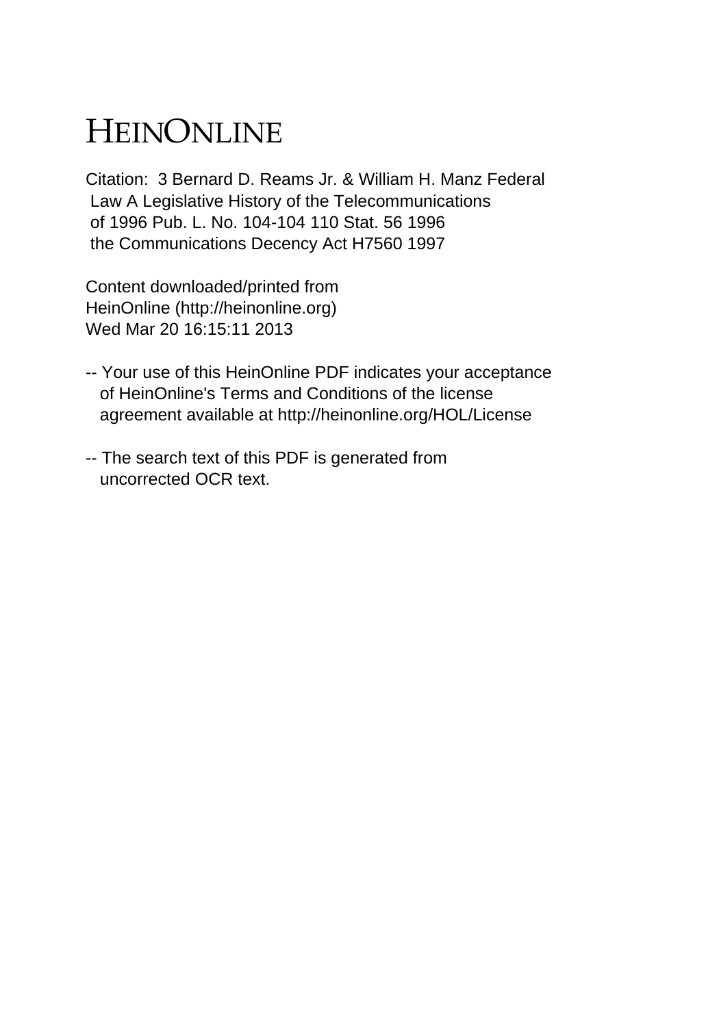# HEINONLINE

Citation: 3 Bernard D. Reams Jr. & William H. Manz Federal Law A Legislative History of the Telecommunications of 1996 Pub. L. No. 104-104 110 Stat. 56 1996 the Communications Decency Act H7560 1997

Content downloaded/printed from HeinOnline (http://heinonline.org) Wed Mar 20 16:15:11 2013

-- Your use of this HeinOnline PDF indicates your acceptance of HeinOnline's Terms and Conditions of the license agreement available at http://heinonline.org/HOL/License

-- The search text of this PDF is generated from uncorrected OCR text.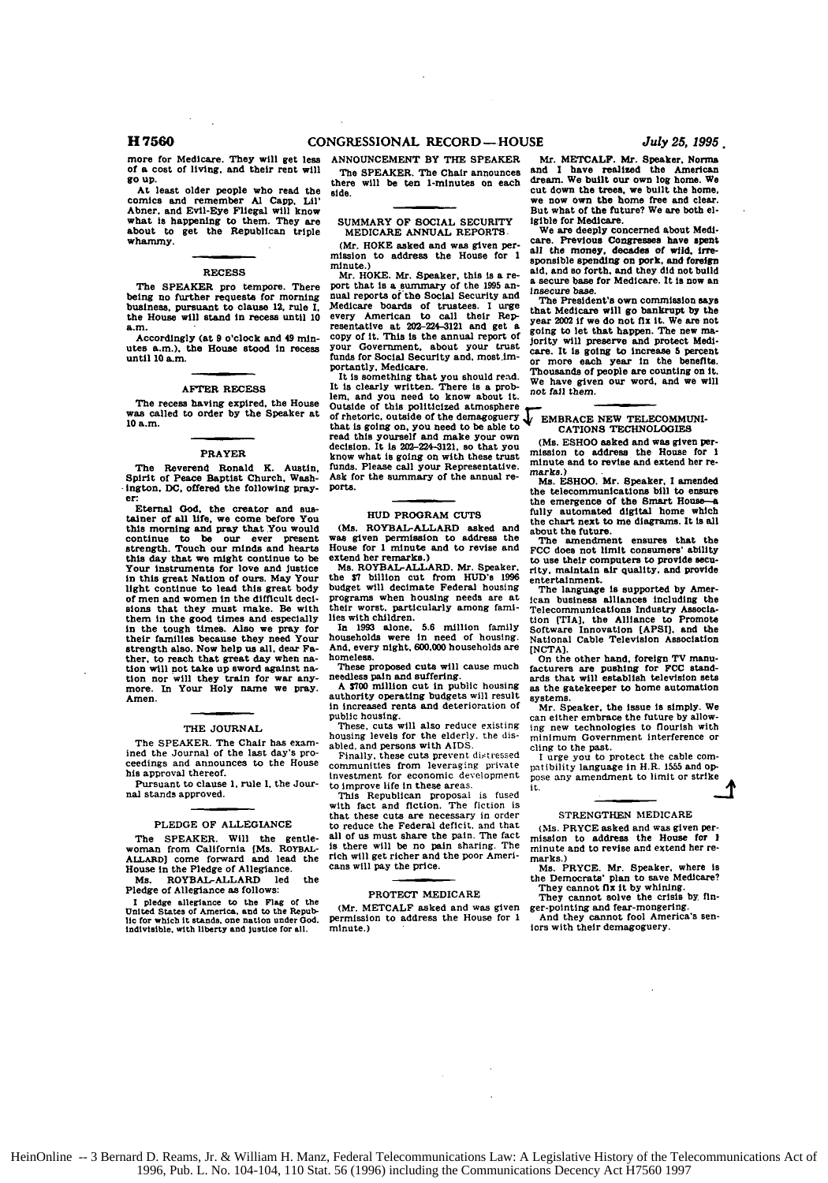more for Medicare. They will get less of a cost of living, and their rent will go up.

At least older people who read the comics and remember Al Capp, Lil' Abner, and Evil-Eye Fliegal will know what is happening to them. They are about to get the Republican triple whammy.

## RECESS

The SPEAKER pro tempore. There being no further requests for morning business, pursuant to clause 12, rule I, the House will stand in recess until 10 a.m.

Accordingly (at 9 o'clock and 49 minutes a.m.), the House stood in recess until 10 a.m.

## AFTER RECESS

The recess having expired, the House was called to order by the Speaker at 10 a.m.

## PRAYER

The Reverend Ronald K. Austin, Spirit of Peace Baptist Church, Washington, DC, offered the following prayer:

Eternal God, the creator and sustainer of all life, we come before You this morning and pray that You would continue to be our ever present strength. Touch our minds and hearts this day that we might continue to be Your instruments for love and justice in this great Nation of ours. May Your light continue to lead this great body of men and women in the difficult decisions that they must make. Be with them in the good times and especially in the tough times. Also we pray for their families because they need Your strength also. Now help us all, dear Father, to reach that great day when nation will not take up sword against nation nor will they train for war anymore. In Your Holy name we pray. Amen.

## THE JOURNAL

The SPEAKER. The Chair has examined the Journal of the last day's proceedings and announces to the House his approval thereof.

Pursuant to clause 1, rule I, the Journal stands approved.

## PLEDGE OF ALLEGIANCE

The SPEAKER. Will the gentlewoman from California [Ms. ROYBAL-ALLARD] come forward and lead the House in the Pledge of Allegiance.

Ms. ROYBAL-ALLARD led the Pledge of Allegiance as follows:

I pledge allegiance to the Flag of the United States of America, and to the Republic for which it stands, one nation under God, indivisible, with liberty and justice for all.

## ANNOUNCEMENT BY THE SPEAKER

The SPEAKER. The Chair announces there will be ten 1-minutes on each side.

## SUMMARY OF SOCIAL SECURITY MEDICARE ANNUAL REPORTS

(Mr. HOKE asked and was given permission to address the House for 1 minute.)

Mr. HOKE. Mr. Speaker, this is a report that is a summary of the 1995 annual reports of the Social Security and Medicare boards of trustees. I urge every American to call their Representative at 202-224-3121 and get a copy of it. This is the annual report of your Government, about your trust funds for Social Security and, most importantly, Medicare.

It is something that you should read. It is clearly written. There is a problem, and you need to know about it. Outside of this politicized atmosphere of rhetoric, outside of the demagoguery that is going on, you need to be able to read this yourself and make your own decision. It is 202-224-3121, so that you know what is going on with these trust funds. Please call your Representative. Ask for the summary of the annual reports.

## HUD PROGRAM CUTS

(Ms. ROYBAL-ALLARD asked and was given permission to address the House for 1 minute and to revise and extend her remarks.)

Ms. ROYBAL-ALLARD. Mr. Speaker, the $7 billion cut from HUD's 1996 budget will decimate Federal housing programs when housing needs are at their worst, particularly among families with children.

In 1993 alone, 5.6 million family households were in need of housing. And, every night, 600,000 households are homeless.

These proposed cuts will cause much needless pain and suffering.

A $700 million cut in public housing authority operating budgets will result in increased rents and deterioration of public housing.

These, cuts will also reduce existing housing levels for the elderly, the disabled, and persons with AIDS.

Finally, these cuts prevent distressed communities from leveraging private investment for economic development to improve life in these areas.

This Republican proposal is fused with fact and fiction. The fiction is that these cuts are necessary in order to reduce the Federal deficit, and that all of us must share the pain. The fact is there will be no pain sharing. The rich will get richer and the poor Americans will pay the price.

## PROTECT MEDICARE

(Mr. METCALF asked and was given permission to address the House for 1 minute.)

Mr. METCALF. Mr. Speaker, Norma and I have realized the American dream. We built our own log home. We cut down the trees, we built the home, we now own the home free and clear. But what of the future? We are both eligible for Medicare.

We are deeply concerned about Medicare. Previous Congresses have spent all the money, decades of wild, irresponsible spending on pork, and foreign aid, and so forth, and they did not build a secure base for Medicare. It is now an insecure base.

The President's own commission says that Medicare will go bankrupt by the year 2002 if we do not fix it. We are not going to let that happen. The new majority will preserve and protect Medicare. It is going to increase 5 percent or more each year in the benefits. Thousands of people are counting on it. We have given our word, and we will not fail them.

## EMBRACE NEW TELECOMMUNICATIONS TECHNOLOGIES

(Ms. ESHOO asked and was given permission to address the House for 1 minute and to revise and extend her remarks.)

Ms. ESHOO. Mr. Speaker, I amended the telecommunications bill to ensure the emergence of the Smart House—a fully automated digital home which the chart next to me diagrams. It is all about the future.

The amendment ensures that the FCC does not limit consumers' ability to use their computers to provide security, maintain air quality, and provide entertainment.

The language is supported by American business alliances including the Telecommunications Industry Association [TIA], the Alliance to Promote Software Innovation [APSI], and the National Cable Television Association [NCTA].

On the other hand, foreign TV manufacturers are pushing for FCC standards that will establish television sets as the gatekeeper to home automation systems.

Mr. Speaker, the issue is simply. We can either embrace the future by allowing new technologies to flourish with minimum Government interference or cling to the past.

I urge you to protect the cable compatibility language in H.R. 1555 and oppose any amendment to limit or strike it.

## STRENGTHEN MEDICARE

(Ms. PRYCE asked and was given permission to address the House for 1 minute and to revise and extend her remarks.)

Ms. PRYCE. Mr. Speaker, where is the Democrats' plan to save Medicare?

They cannot fix it by whining.

They cannot solve the crisis by finger-pointing and fear-mongering.

And they cannot fool America's seniors with their demagoguery.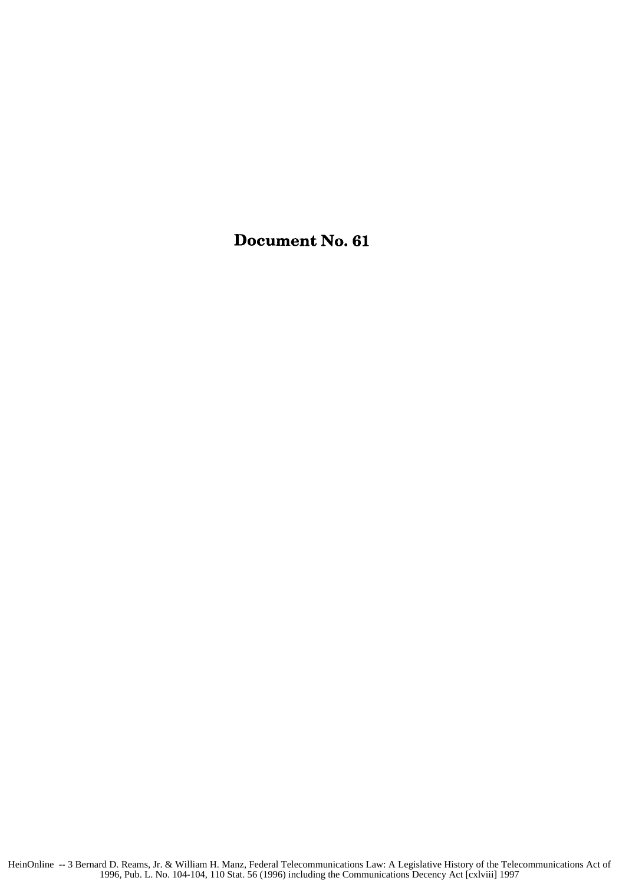# Document No. 61